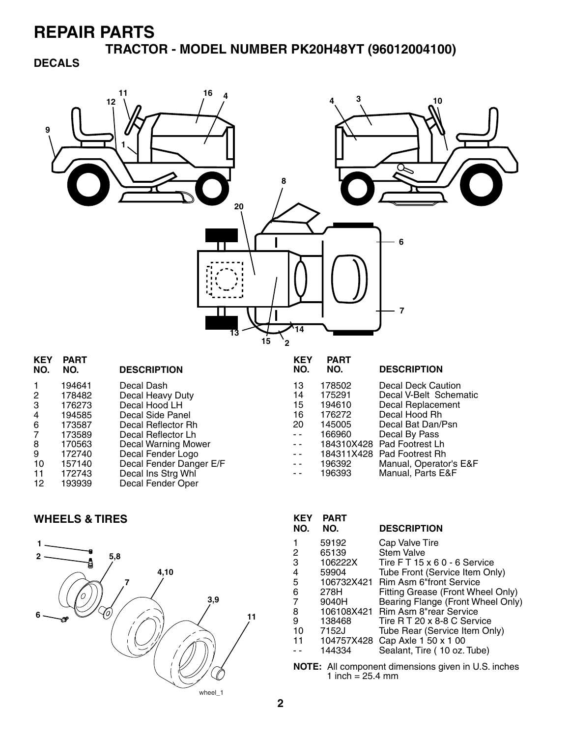# REPAIR PARTS

## TRACTOR - MODEL NUMBER PK20H48YT (96012004100)

### DECALS

| KEY NO. | PART NO. | DESCRIPTION |
|---|---|---|
| 1 | 194641 | Decal Dash |
| 2 | 178482 | Decal Heavy Duty |
| 3 | 176273 | Decal Hood LH |
| 4 | 194585 | Decal Side Panel |
| 6 | 173587 | Decal Reflector Rh |
| 7 | 173589 | Decal Reflector Lh |
| 8 | 170563 | Decal Warning Mower |
| 9 | 172740 | Decal Fender Logo |
| 10 | 157140 | Decal Fender Danger E/F |
| 11 | 172743 | Decal Ins Strg Whl |
| 12 | 193939 | Decal Fender Oper |
| 13 | 178502 | Decal Deck Caution |
| 14 | 175291 | Decal V-Belt Schematic |
| 15 | 194610 | Decal Replacement |
| 16 | 176272 | Decal Hood Rh |
| 20 | 145005 | Decal Bat Dan/Psn |
| - - | 166960 | Decal By Pass |
| - - | 184310X428 | Pad Footrest Lh |
| - - | 184311X428 | Pad Footrest Rh |
| - - | 196392 | Manual, Operator's E&F |
| - - | 196393 | Manual, Parts E&F |

### WHEELS & TIRES

| KEY NO. | PART NO. | DESCRIPTION |
|---|---|---|
| 1 | 59192 | Cap Valve Tire |
| 2 | 65139 | Stem Valve |
| 3 | 106222X | Tire F T 15 x 6 0 - 6 Service |
| 4 | 59904 | Tube Front (Service Item Only) |
| 5 | 106732X421 | Rim Asm 6"front Service |
| 6 | 278H | Fitting Grease (Front Wheel Only) |
| 7 | 9040H | Bearing Flange (Front Wheel Only) |
| 8 | 106108X421 | Rim Asm 8"rear Service |
| 9 | 138468 | Tire R T 20 x 8-8 C Service |
| 10 | 7152J | Tube Rear (Service Item Only) |
| 11 | 104757X428 | Cap Axle 1 50 x 1 00 |
| - - | 144334 | Sealant, Tire ( 10 oz. Tube) |

**NOTE:** All component dimensions given in U.S. inches
1 inch = 25.4 mm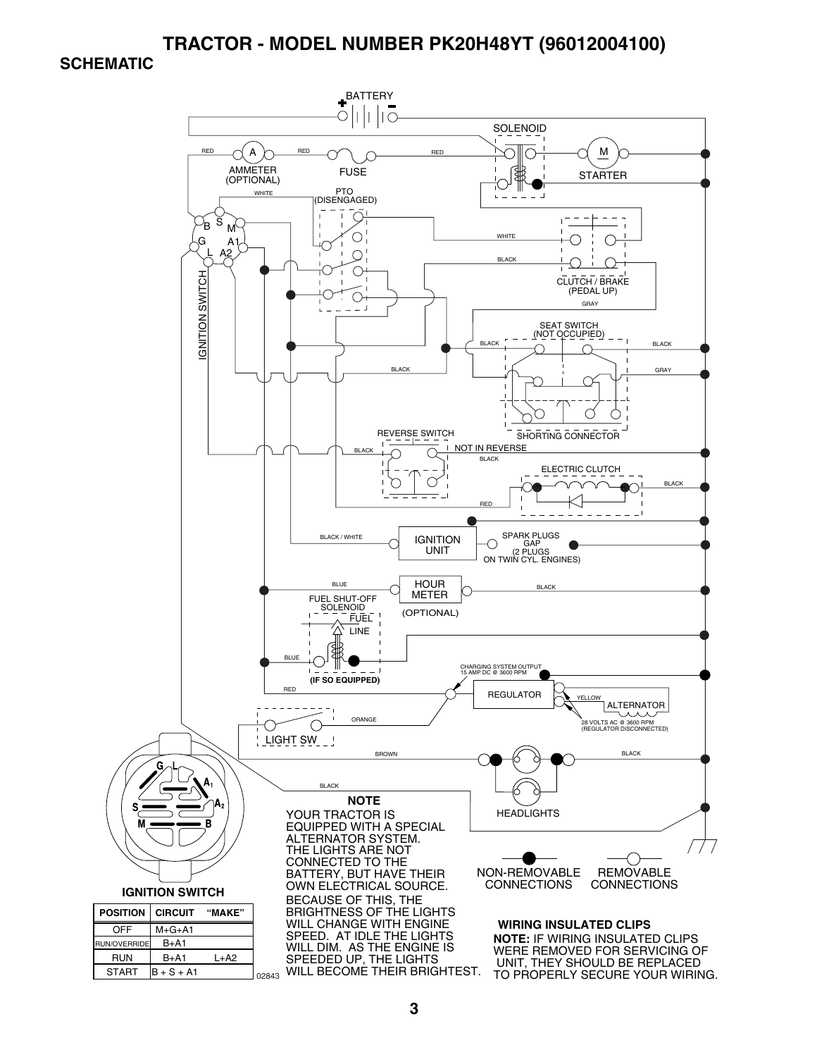# TRACTOR - MODEL NUMBER PK20H48YT (96012004100)

## SCHEMATIC

BATTERY

SOLENOID

RED | AMMETER (OPTIONAL) | RED | FUSE | RED

STARTER

WHITE | PTO (DISENGAGED)

B S M G A1 L A2

IGNITION SWITCH

WHITE

BLACK

CLUTCH / BRAKE (PEDAL UP)

GRAY

SEAT SWITCH (NOT OCCUPIED)

BLACK | BLACK

BLACK | GRAY

SHORTING CONNECTOR

REVERSE SWITCH

BLACK | NOT IN REVERSE

BLACK

ELECTRIC CLUTCH

BLACK

RED

BLACK / WHITE | IGNITION UNIT | SPARK PLUGS GAP (2 PLUGS ON TWIN CYL. ENGINES)

BLUE | HOUR METER | BLACK

(OPTIONAL)

FUEL SHUT-OFF SOLENOID

FUEL LINE

BLUE

(IF SO EQUIPPED)

CHARGING SYSTEM OUTPUT 15 AMP DC @ 3600 RPM

RED

REGULATOR | YELLOW | ALTERNATOR

28 VOLTS AC @ 3600 RPM (REGULATOR DISCONNECTED)

ORANGE

LIGHT SW

BROWN | BLACK

BLACK

HEADLIGHTS

**IGNITION SWITCH**

| POSITION | CIRCUIT | "MAKE" |
|---|---|---|
| OFF | M+G+A1 | |
| RUN/OVERRIDE | B+A1 | |
| RUN | B+A1 | L+A2 |
| START | B + S + A1 | |

02843

**NOTE**

YOUR TRACTOR IS EQUIPPED WITH A SPECIAL ALTERNATOR SYSTEM. THE LIGHTS ARE NOT CONNECTED TO THE BATTERY, BUT HAVE THEIR OWN ELECTRICAL SOURCE. BECAUSE OF THIS, THE BRIGHTNESS OF THE LIGHTS WILL CHANGE WITH ENGINE SPEED. AT IDLE THE LIGHTS WILL DIM. AS THE ENGINE IS SPEEDED UP, THE LIGHTS WILL BECOME THEIR BRIGHTEST.

NON-REMOVABLE CONNECTIONS | REMOVABLE CONNECTIONS

**WIRING INSULATED CLIPS**

**NOTE:** IF WIRING INSULATED CLIPS WERE REMOVED FOR SERVICING OF UNIT, THEY SHOULD BE REPLACED TO PROPERLY SECURE YOUR WIRING.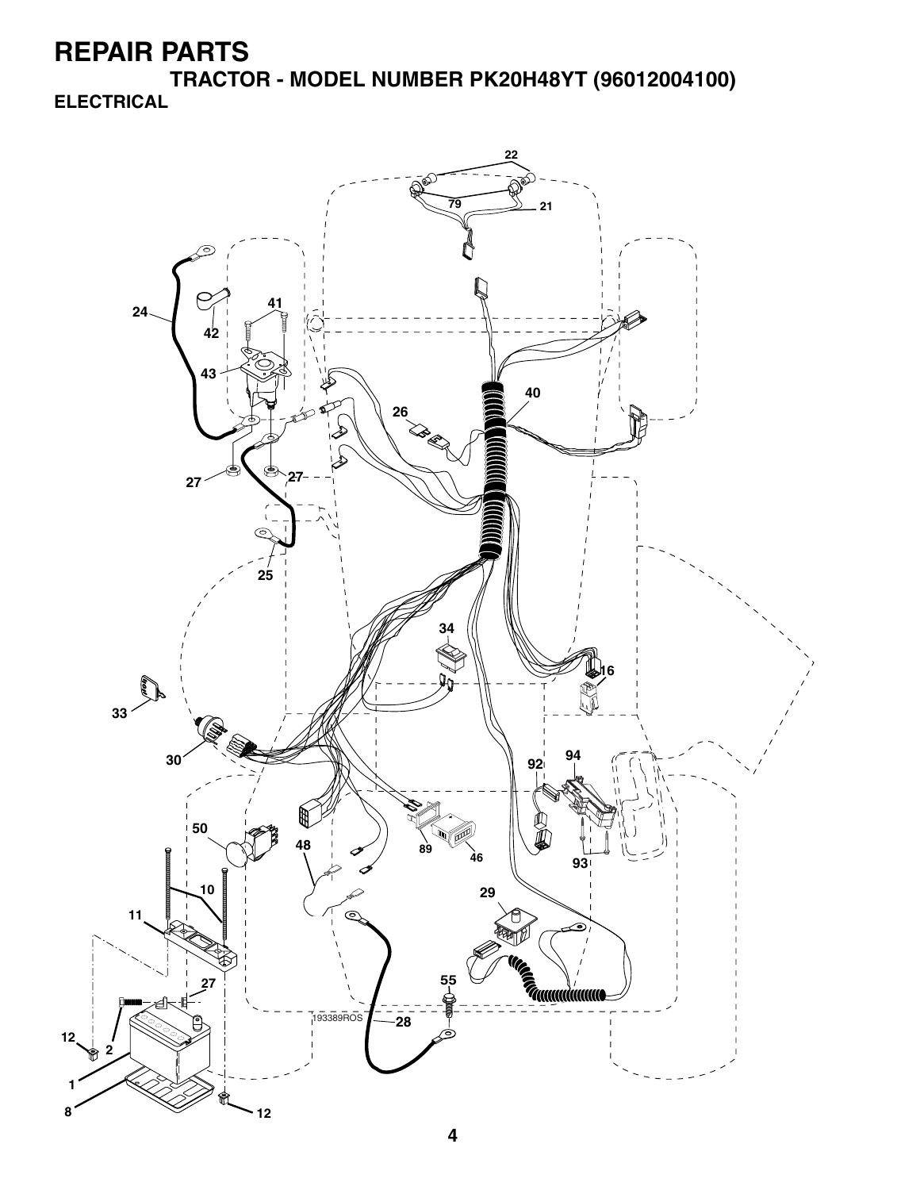# REPAIR PARTS

## TRACTOR - MODEL NUMBER PK20H48YT (96012004100)

### ELECTRICAL

22
79
21
24
41
42
43
40
26
27
27
25
34
16
33
30
92
94
50
48
89
46
93
10
11
29
27
55
12
2
193389ROS
28
1
8
12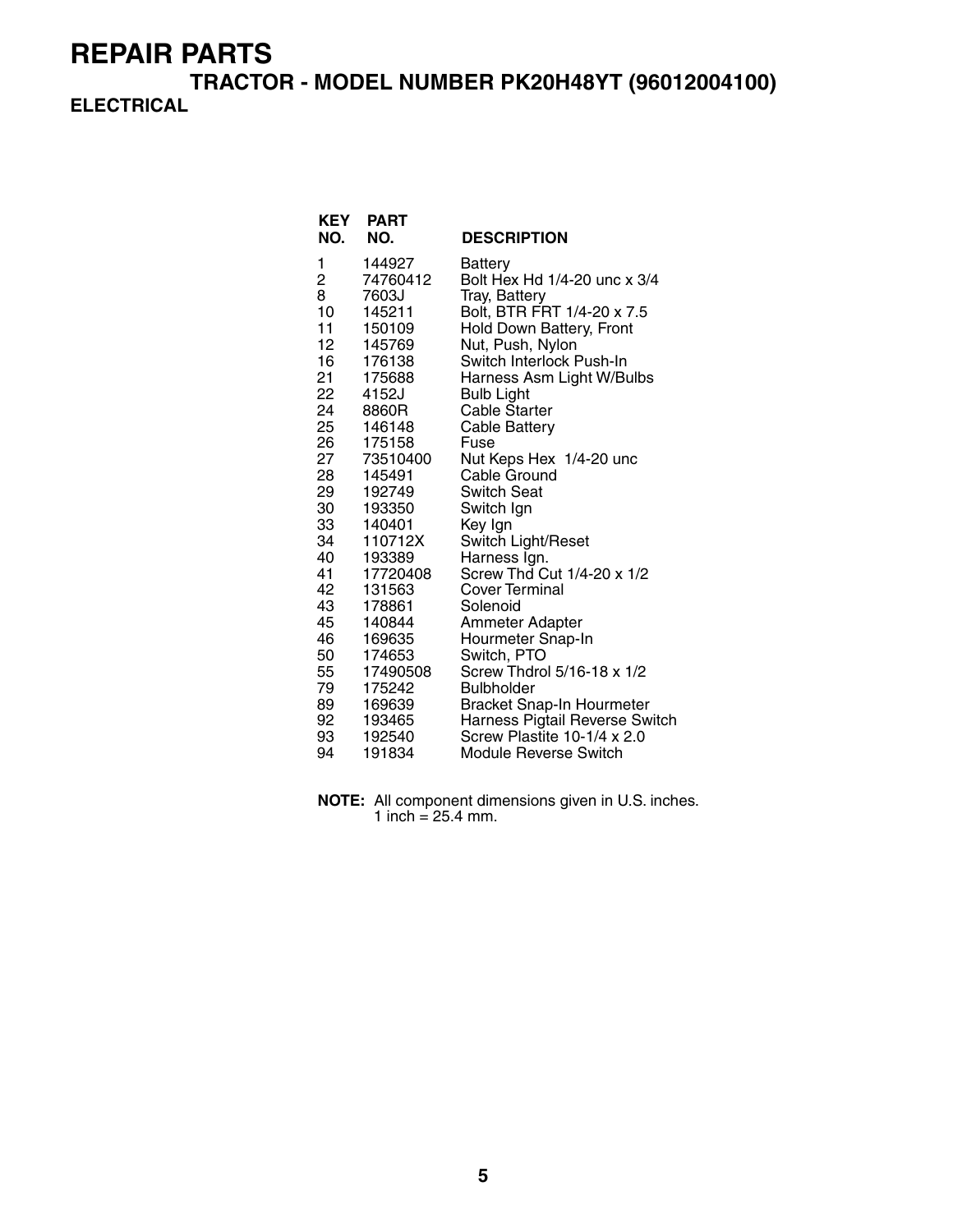# REPAIR PARTS

## TRACTOR - MODEL NUMBER PK20H48YT (96012004100)

### ELECTRICAL

| KEY NO. | PART NO. | DESCRIPTION |
|---|---|---|
| 1 | 144927 | Battery |
| 2 | 74760412 | Bolt Hex Hd 1/4-20 unc x 3/4 |
| 8 | 7603J | Tray, Battery |
| 10 | 145211 | Bolt, BTR FRT 1/4-20 x 7.5 |
| 11 | 150109 | Hold Down Battery, Front |
| 12 | 145769 | Nut, Push, Nylon |
| 16 | 176138 | Switch Interlock Push-In |
| 21 | 175688 | Harness Asm Light W/Bulbs |
| 22 | 4152J | Bulb Light |
| 24 | 8860R | Cable Starter |
| 25 | 146148 | Cable Battery |
| 26 | 175158 | Fuse |
| 27 | 73510400 | Nut Keps Hex 1/4-20 unc |
| 28 | 145491 | Cable Ground |
| 29 | 192749 | Switch Seat |
| 30 | 193350 | Switch Ign |
| 33 | 140401 | Key Ign |
| 34 | 110712X | Switch Light/Reset |
| 40 | 193389 | Harness Ign. |
| 41 | 17720408 | Screw Thd Cut 1/4-20 x 1/2 |
| 42 | 131563 | Cover Terminal |
| 43 | 178861 | Solenoid |
| 45 | 140844 | Ammeter Adapter |
| 46 | 169635 | Hourmeter Snap-In |
| 50 | 174653 | Switch, PTO |
| 55 | 17490508 | Screw Thdrol 5/16-18 x 1/2 |
| 79 | 175242 | Bulbholder |
| 89 | 169639 | Bracket Snap-In Hourmeter |
| 92 | 193465 | Harness Pigtail Reverse Switch |
| 93 | 192540 | Screw Plastite 10-1/4 x 2.0 |
| 94 | 191834 | Module Reverse Switch |

**NOTE:** All component dimensions given in U.S. inches.
1 inch = 25.4 mm.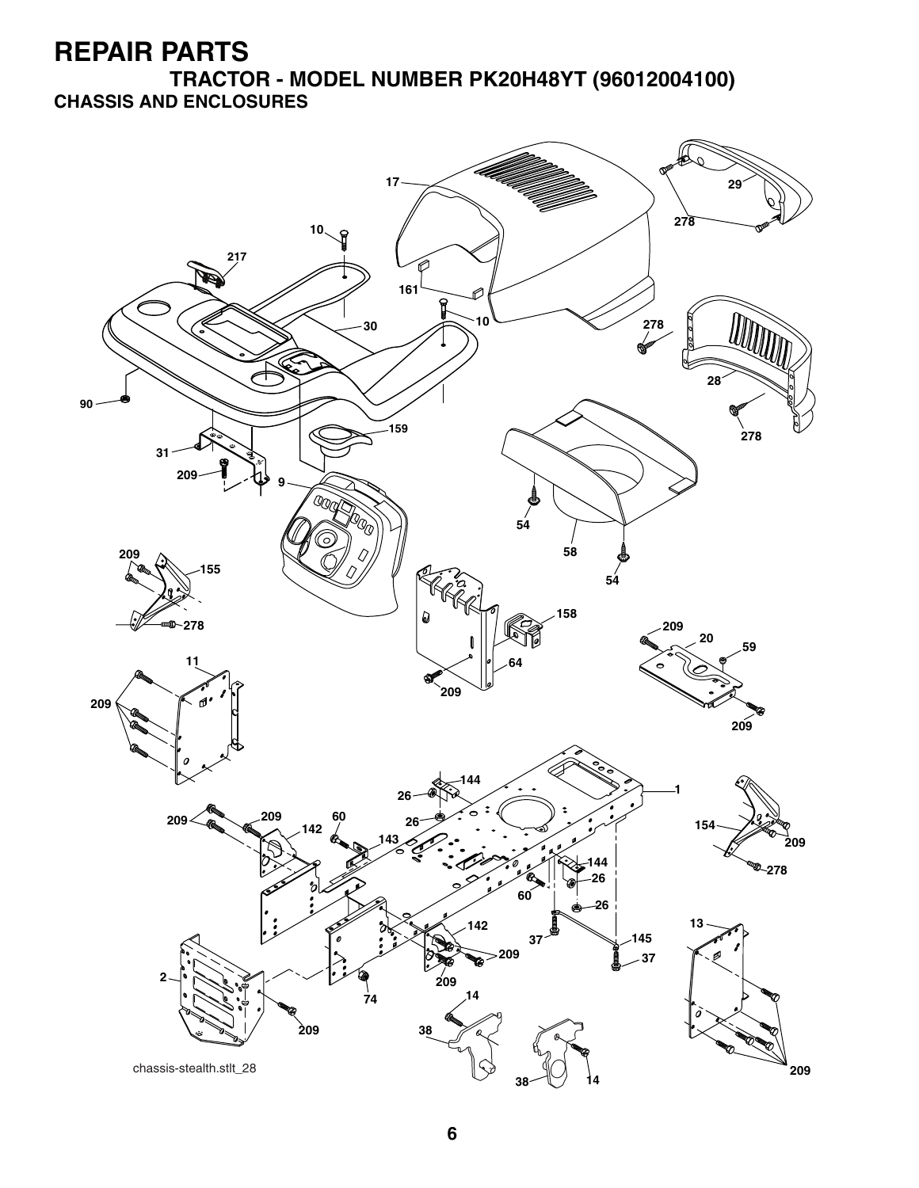# REPAIR PARTS

## TRACTOR - MODEL NUMBER PK20H48YT (96012004100)

### CHASSIS AND ENCLOSURES

chassis-stealth.stlt_28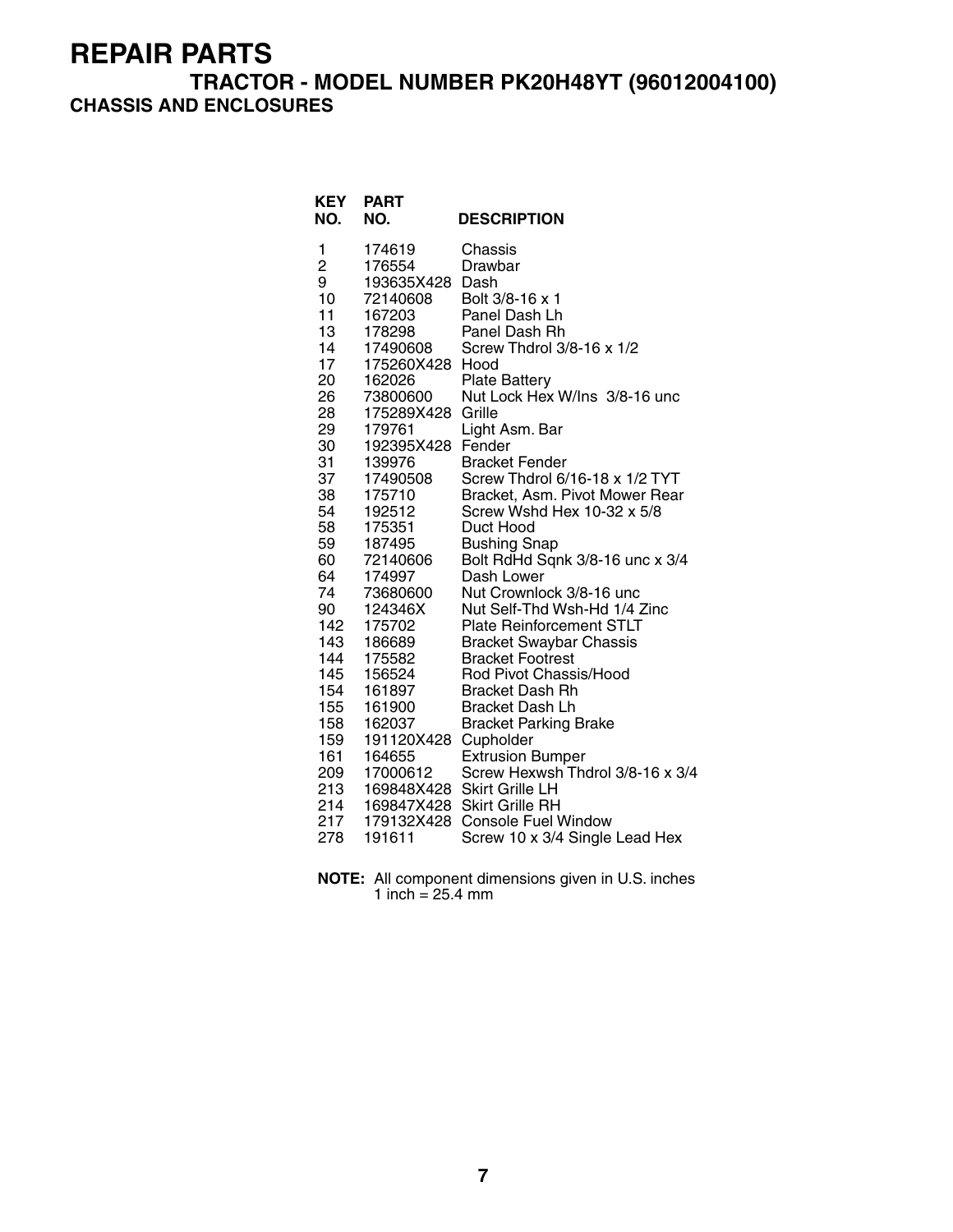# REPAIR PARTS

## TRACTOR - MODEL NUMBER PK20H48YT (96012004100)

### CHASSIS AND ENCLOSURES

| KEY NO. | PART NO. | DESCRIPTION |
|---|---|---|
| 1 | 174619 | Chassis |
| 2 | 176554 | Drawbar |
| 9 | 193635X428 | Dash |
| 10 | 72140608 | Bolt 3/8-16 x 1 |
| 11 | 167203 | Panel Dash Lh |
| 13 | 178298 | Panel Dash Rh |
| 14 | 17490608 | Screw Thdrol 3/8-16 x 1/2 |
| 17 | 175260X428 | Hood |
| 20 | 162026 | Plate Battery |
| 26 | 73800600 | Nut Lock Hex W/Ins 3/8-16 unc |
| 28 | 175289X428 | Grille |
| 29 | 179761 | Light Asm. Bar |
| 30 | 192395X428 | Fender |
| 31 | 139976 | Bracket Fender |
| 37 | 17490508 | Screw Thdrol 6/16-18 x 1/2 TYT |
| 38 | 175710 | Bracket, Asm. Pivot Mower Rear |
| 54 | 192512 | Screw Wshd Hex 10-32 x 5/8 |
| 58 | 175351 | Duct Hood |
| 59 | 187495 | Bushing Snap |
| 60 | 72140606 | Bolt RdHd Sqnk 3/8-16 unc x 3/4 |
| 64 | 174997 | Dash Lower |
| 74 | 73680600 | Nut Crownlock 3/8-16 unc |
| 90 | 124346X | Nut Self-Thd Wsh-Hd 1/4 Zinc |
| 142 | 175702 | Plate Reinforcement STLT |
| 143 | 186689 | Bracket Swaybar Chassis |
| 144 | 175582 | Bracket Footrest |
| 145 | 156524 | Rod Pivot Chassis/Hood |
| 154 | 161897 | Bracket Dash Rh |
| 155 | 161900 | Bracket Dash Lh |
| 158 | 162037 | Bracket Parking Brake |
| 159 | 191120X428 | Cupholder |
| 161 | 164655 | Extrusion Bumper |
| 209 | 17000612 | Screw Hexwsh Thdrol 3/8-16 x 3/4 |
| 213 | 169848X428 | Skirt Grille LH |
| 214 | 169847X428 | Skirt Grille RH |
| 217 | 179132X428 | Console Fuel Window |
| 278 | 191611 | Screw 10 x 3/4 Single Lead Hex |

**NOTE:** All component dimensions given in U.S. inches
1 inch = 25.4 mm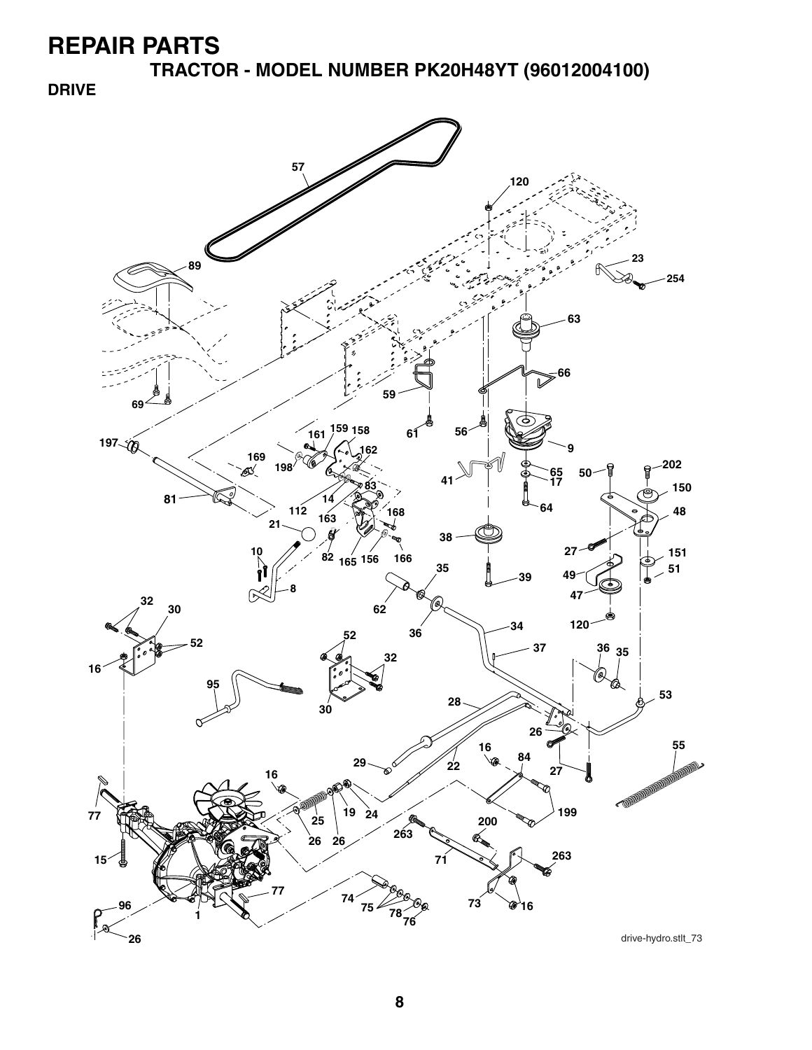# REPAIR PARTS

## TRACTOR - MODEL NUMBER PK20H48YT (96012004100)

### DRIVE

drive-hydro.stlt_73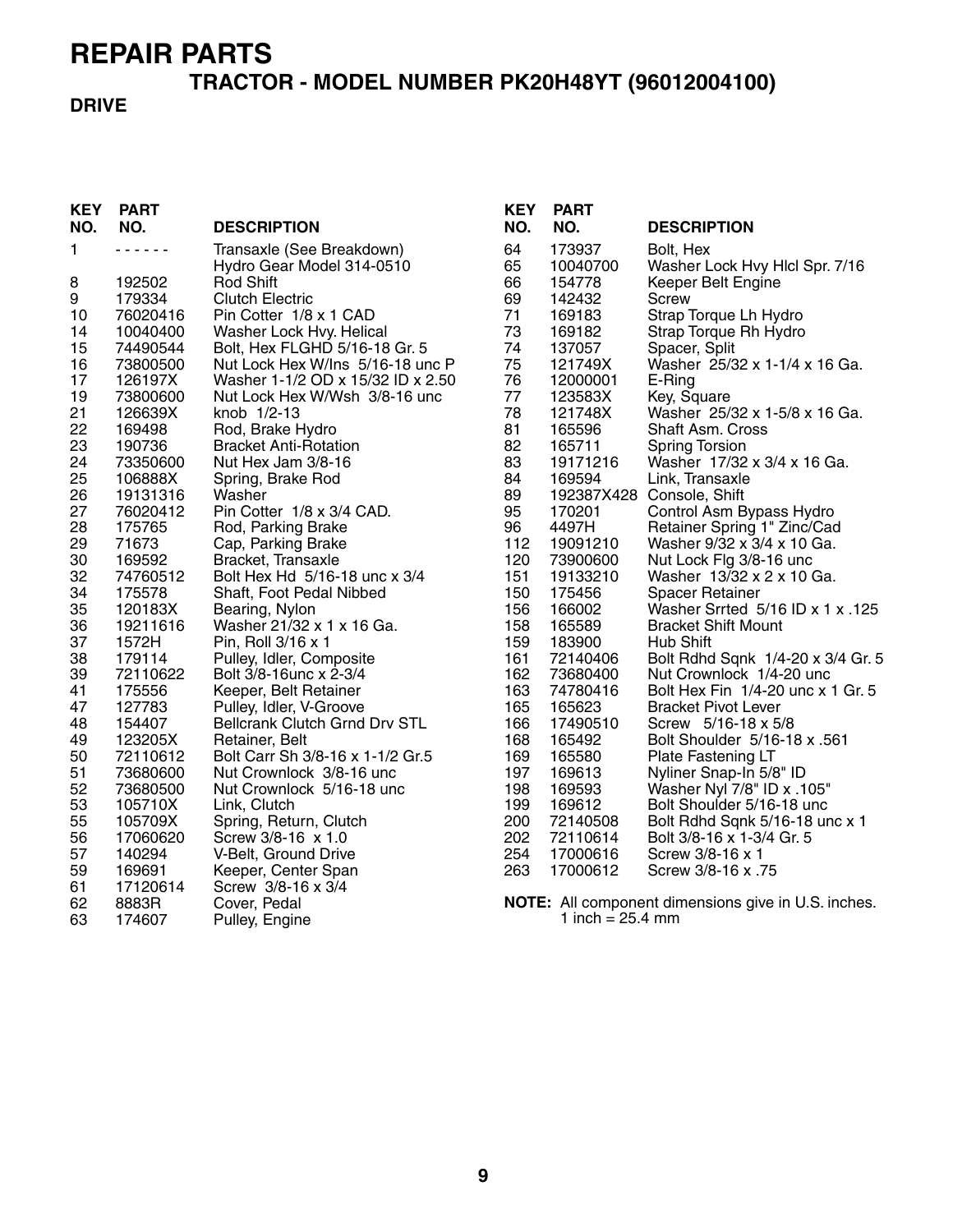# REPAIR PARTS

## TRACTOR - MODEL NUMBER PK20H48YT (96012004100)

### DRIVE

| KEY NO. | PART NO. | DESCRIPTION |
|---|---|---|
| 1 | - - - - - - | Transaxle (See Breakdown) Hydro Gear Model 314-0510 |
| 8 | 192502 | Rod Shift |
| 9 | 179334 | Clutch Electric |
| 10 | 76020416 | Pin Cotter 1/8 x 1 CAD |
| 14 | 10040400 | Washer Lock Hvy. Helical |
| 15 | 74490544 | Bolt, Hex FLGHD 5/16-18 Gr. 5 |
| 16 | 73800500 | Nut Lock Hex W/Ins 5/16-18 unc P |
| 17 | 126197X | Washer 1-1/2 OD x 15/32 ID x 2.50 |
| 19 | 73800600 | Nut Lock Hex W/Wsh 3/8-16 unc |
| 21 | 126639X | knob 1/2-13 |
| 22 | 169498 | Rod, Brake Hydro |
| 23 | 190736 | Bracket Anti-Rotation |
| 24 | 73350600 | Nut Hex Jam 3/8-16 |
| 25 | 106888X | Spring, Brake Rod |
| 26 | 19131316 | Washer |
| 27 | 76020412 | Pin Cotter 1/8 x 3/4 CAD. |
| 28 | 175765 | Rod, Parking Brake |
| 29 | 71673 | Cap, Parking Brake |
| 30 | 169592 | Bracket, Transaxle |
| 32 | 74760512 | Bolt Hex Hd 5/16-18 unc x 3/4 |
| 34 | 175578 | Shaft, Foot Pedal Nibbed |
| 35 | 120183X | Bearing, Nylon |
| 36 | 19211616 | Washer 21/32 x 1 x 16 Ga. |
| 37 | 1572H | Pin, Roll 3/16 x 1 |
| 38 | 179114 | Pulley, Idler, Composite |
| 39 | 72110622 | Bolt 3/8-16unc x 2-3/4 |
| 41 | 175556 | Keeper, Belt Retainer |
| 47 | 127783 | Pulley, Idler, V-Groove |
| 48 | 154407 | Bellcrank Clutch Grnd Drv STL |
| 49 | 123205X | Retainer, Belt |
| 50 | 72110612 | Bolt Carr Sh 3/8-16 x 1-1/2 Gr.5 |
| 51 | 73680600 | Nut Crownlock 3/8-16 unc |
| 52 | 73680500 | Nut Crownlock 5/16-18 unc |
| 53 | 105710X | Link, Clutch |
| 55 | 105709X | Spring, Return, Clutch |
| 56 | 17060620 | Screw 3/8-16 x 1.0 |
| 57 | 140294 | V-Belt, Ground Drive |
| 59 | 169691 | Keeper, Center Span |
| 61 | 17120614 | Screw 3/8-16 x 3/4 |
| 62 | 8883R | Cover, Pedal |
| 63 | 174607 | Pulley, Engine |
| 64 | 173937 | Bolt, Hex |
| 65 | 10040700 | Washer Lock Hvy Hlcl Spr. 7/16 |
| 66 | 154778 | Keeper Belt Engine |
| 69 | 142432 | Screw |
| 71 | 169183 | Strap Torque Lh Hydro |
| 73 | 169182 | Strap Torque Rh Hydro |
| 74 | 137057 | Spacer, Split |
| 75 | 121749X | Washer 25/32 x 1-1/4 x 16 Ga. |
| 76 | 12000001 | E-Ring |
| 77 | 123583X | Key, Square |
| 78 | 121748X | Washer 25/32 x 1-5/8 x 16 Ga. |
| 81 | 165596 | Shaft Asm. Cross |
| 82 | 165711 | Spring Torsion |
| 83 | 19171216 | Washer 17/32 x 3/4 x 16 Ga. |
| 84 | 169594 | Link, Transaxle |
| 89 | 192387X428 | Console, Shift |
| 95 | 170201 | Control Asm Bypass Hydro |
| 96 | 4497H | Retainer Spring 1" Zinc/Cad |
| 112 | 19091210 | Washer 9/32 x 3/4 x 10 Ga. |
| 120 | 73900600 | Nut Lock Flg 3/8-16 unc |
| 151 | 19133210 | Washer 13/32 x 2 x 10 Ga. |
| 150 | 175456 | Spacer Retainer |
| 156 | 166002 | Washer Srrted 5/16 ID x 1 x .125 |
| 158 | 165589 | Bracket Shift Mount |
| 159 | 183900 | Hub Shift |
| 161 | 72140406 | Bolt Rdhd Sqnk 1/4-20 x 3/4 Gr. 5 |
| 162 | 73680400 | Nut Crownlock 1/4-20 unc |
| 163 | 74780416 | Bolt Hex Fin 1/4-20 unc x 1 Gr. 5 |
| 165 | 165623 | Bracket Pivot Lever |
| 166 | 17490510 | Screw 5/16-18 x 5/8 |
| 168 | 165492 | Bolt Shoulder 5/16-18 x .561 |
| 169 | 165580 | Plate Fastening LT |
| 197 | 169613 | Nyliner Snap-In 5/8" ID |
| 198 | 169593 | Washer Nyl 7/8" ID x .105" |
| 199 | 169612 | Bolt Shoulder 5/16-18 unc |
| 200 | 72140508 | Bolt Rdhd Sqnk 5/16-18 unc x 1 |
| 202 | 72110614 | Bolt 3/8-16 x 1-3/4 Gr. 5 |
| 254 | 17000616 | Screw 3/8-16 x 1 |
| 263 | 17000612 | Screw 3/8-16 x .75 |

**NOTE:** All component dimensions give in U.S. inches.
1 inch = 25.4 mm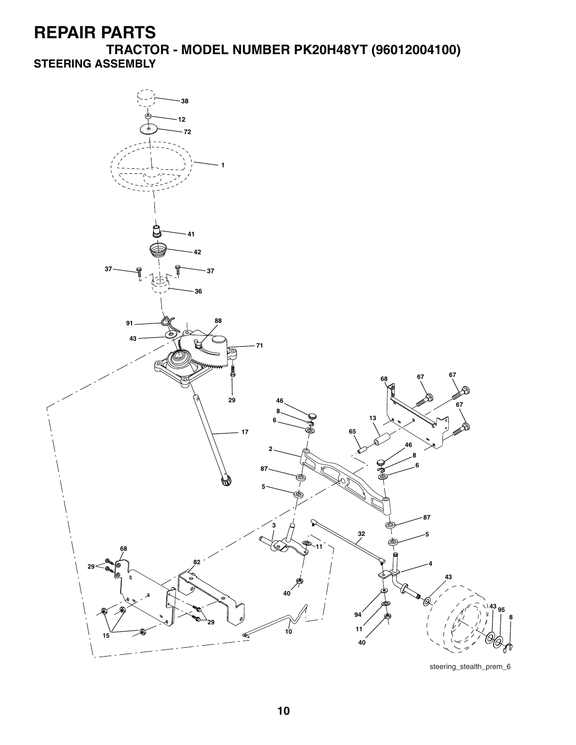# REPAIR PARTS

## TRACTOR - MODEL NUMBER PK20H48YT (96012004100)

### STEERING ASSEMBLY

steering_stealth_prem_6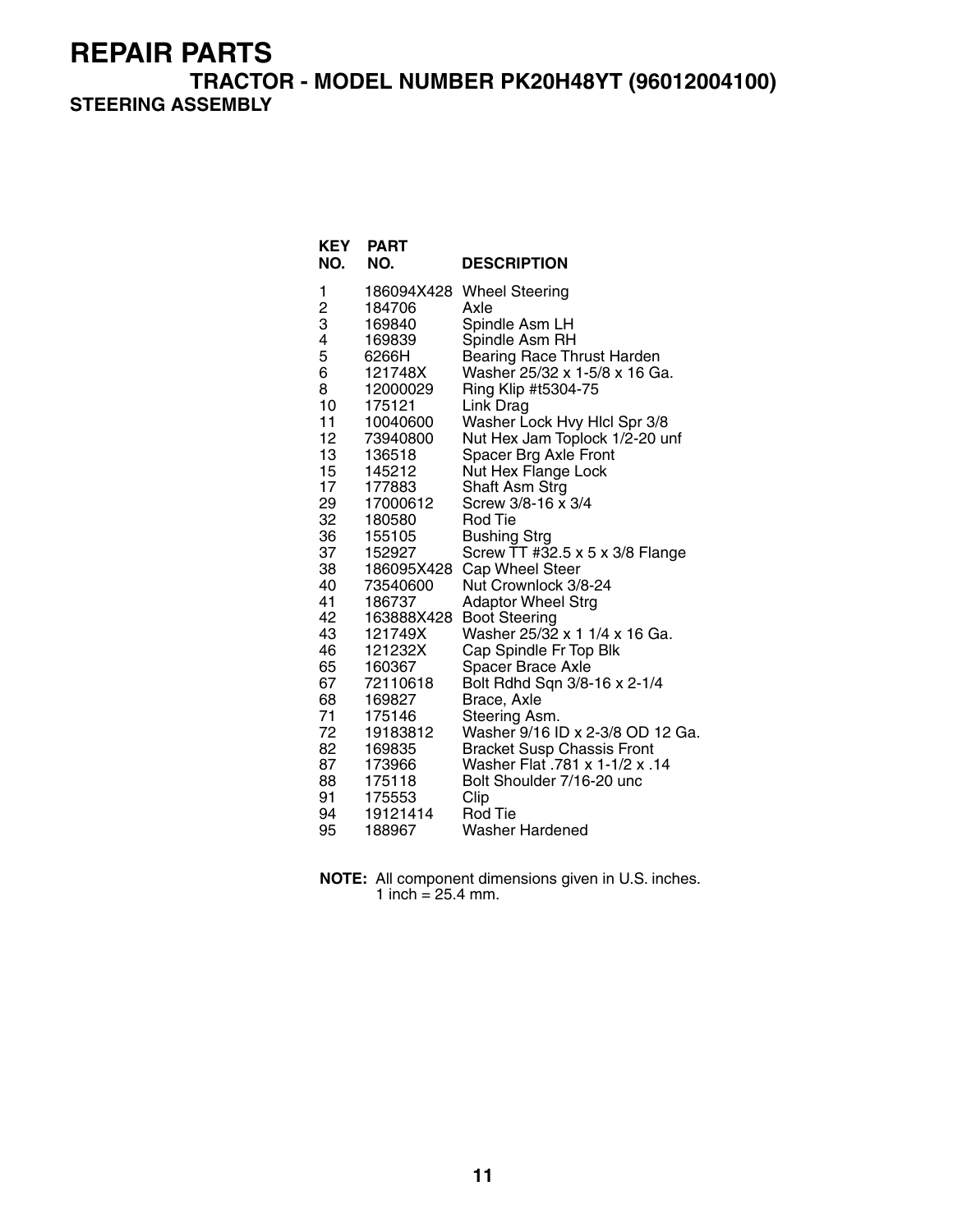# REPAIR PARTS

## TRACTOR - MODEL NUMBER PK20H48YT (96012004100)

### STEERING ASSEMBLY

| KEY NO. | PART NO. | DESCRIPTION |
|---|---|---|
| 1 | 186094X428 | Wheel Steering |
| 2 | 184706 | Axle |
| 3 | 169840 | Spindle Asm LH |
| 4 | 169839 | Spindle Asm RH |
| 5 | 6266H | Bearing Race Thrust Harden |
| 6 | 121748X | Washer 25/32 x 1-5/8 x 16 Ga. |
| 8 | 12000029 | Ring Klip #t5304-75 |
| 10 | 175121 | Link Drag |
| 11 | 10040600 | Washer Lock Hvy Hlcl Spr 3/8 |
| 12 | 73940800 | Nut Hex Jam Toplock 1/2-20 unf |
| 13 | 136518 | Spacer Brg Axle Front |
| 15 | 145212 | Nut Hex Flange Lock |
| 17 | 177883 | Shaft Asm Strg |
| 29 | 17000612 | Screw 3/8-16 x 3/4 |
| 32 | 180580 | Rod Tie |
| 36 | 155105 | Bushing Strg |
| 37 | 152927 | Screw TT #32.5 x 5 x 3/8 Flange |
| 38 | 186095X428 | Cap Wheel Steer |
| 40 | 73540600 | Nut Crownlock 3/8-24 |
| 41 | 186737 | Adaptor Wheel Strg |
| 42 | 163888X428 | Boot Steering |
| 43 | 121749X | Washer 25/32 x 1 1/4 x 16 Ga. |
| 46 | 121232X | Cap Spindle Fr Top Blk |
| 65 | 160367 | Spacer Brace Axle |
| 67 | 72110618 | Bolt Rdhd Sqn 3/8-16 x 2-1/4 |
| 68 | 169827 | Brace, Axle |
| 71 | 175146 | Steering Asm. |
| 72 | 19183812 | Washer 9/16 ID x 2-3/8 OD 12 Ga. |
| 82 | 169835 | Bracket Susp Chassis Front |
| 87 | 173966 | Washer Flat .781 x 1-1/2 x .14 |
| 88 | 175118 | Bolt Shoulder 7/16-20 unc |
| 91 | 175553 | Clip |
| 94 | 19121414 | Rod Tie |
| 95 | 188967 | Washer Hardened |

**NOTE:** All component dimensions given in U.S. inches.
1 inch = 25.4 mm.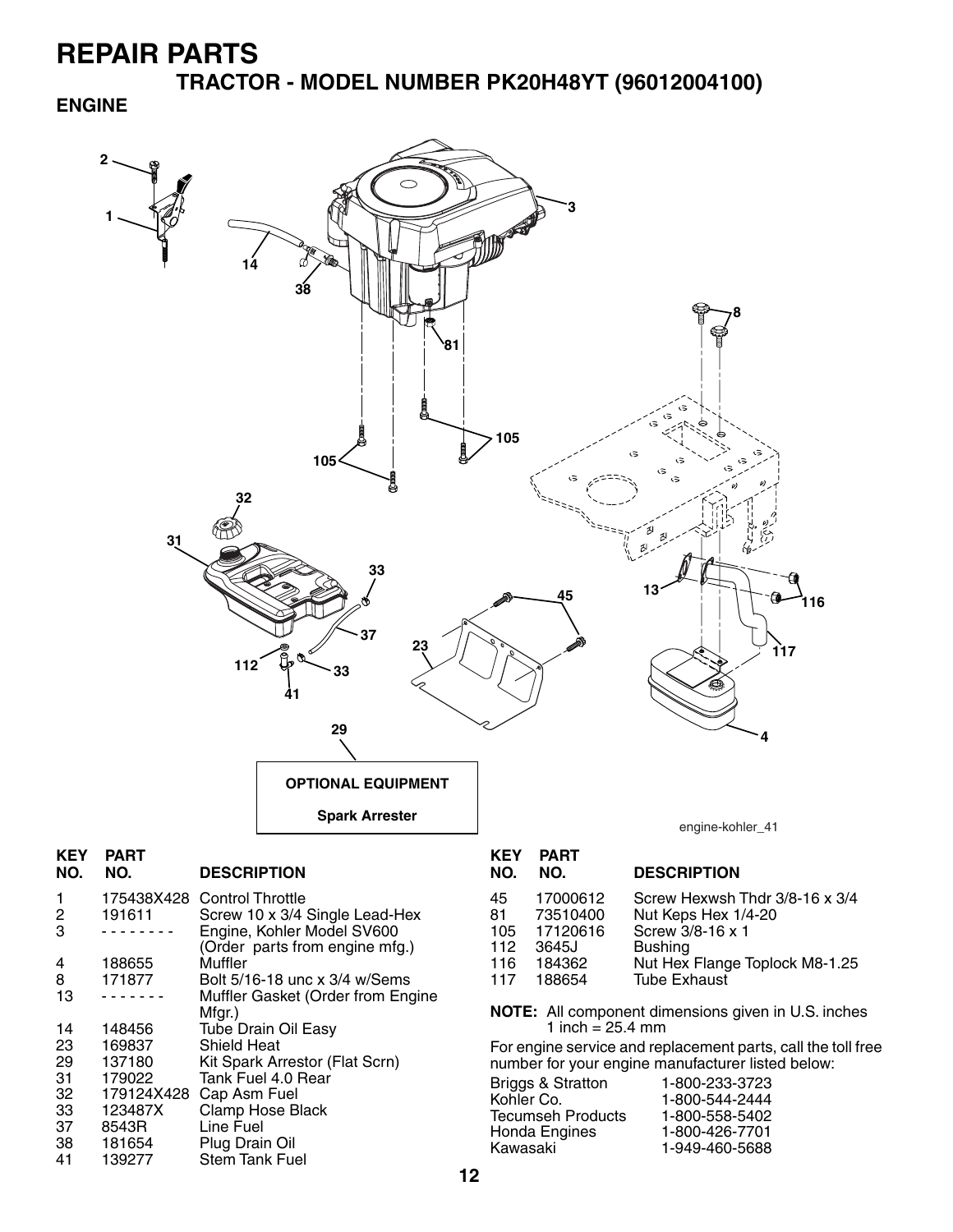# REPAIR PARTS

## TRACTOR - MODEL NUMBER PK20H48YT (96012004100)

### ENGINE

OPTIONAL EQUIPMENT

Spark Arrester

engine-kohler_41

| KEY NO. | PART NO. | DESCRIPTION |
|---|---|---|
| 1 | 175438X428 | Control Throttle |
| 2 | 191611 | Screw 10 x 3/4 Single Lead-Hex |
| 3 | - - - - - - - - | Engine, Kohler Model SV600 (Order parts from engine mfg.) |
| 4 | 188655 | Muffler |
| 8 | 171877 | Bolt 5/16-18 unc x 3/4 w/Sems |
| 13 | - - - - - - - | Muffler Gasket (Order from Engine Mfgr.) |
| 14 | 148456 | Tube Drain Oil Easy |
| 23 | 169837 | Shield Heat |
| 29 | 137180 | Kit Spark Arrestor (Flat Scrn) |
| 31 | 179022 | Tank Fuel 4.0 Rear |
| 32 | 179124X428 | Cap Asm Fuel |
| 33 | 123487X | Clamp Hose Black |
| 37 | 8543R | Line Fuel |
| 38 | 181654 | Plug Drain Oil |
| 41 | 139277 | Stem Tank Fuel |
| 45 | 17000612 | Screw Hexwsh Thdr 3/8-16 x 3/4 |
| 81 | 73510400 | Nut Keps Hex 1/4-20 |
| 105 | 17120616 | Screw 3/8-16 x 1 |
| 112 | 3645J | Bushing |
| 116 | 184362 | Nut Hex Flange Toplock M8-1.25 |
| 117 | 188654 | Tube Exhaust |

**NOTE:** All component dimensions given in U.S. inches
1 inch = 25.4 mm

For engine service and replacement parts, call the toll free number for your engine manufacturer listed below:

| | |
|---|---|
| Briggs & Stratton | 1-800-233-3723 |
| Kohler Co. | 1-800-544-2444 |
| Tecumseh Products | 1-800-558-5402 |
| Honda Engines | 1-800-426-7701 |
| Kawasaki | 1-949-460-5688 |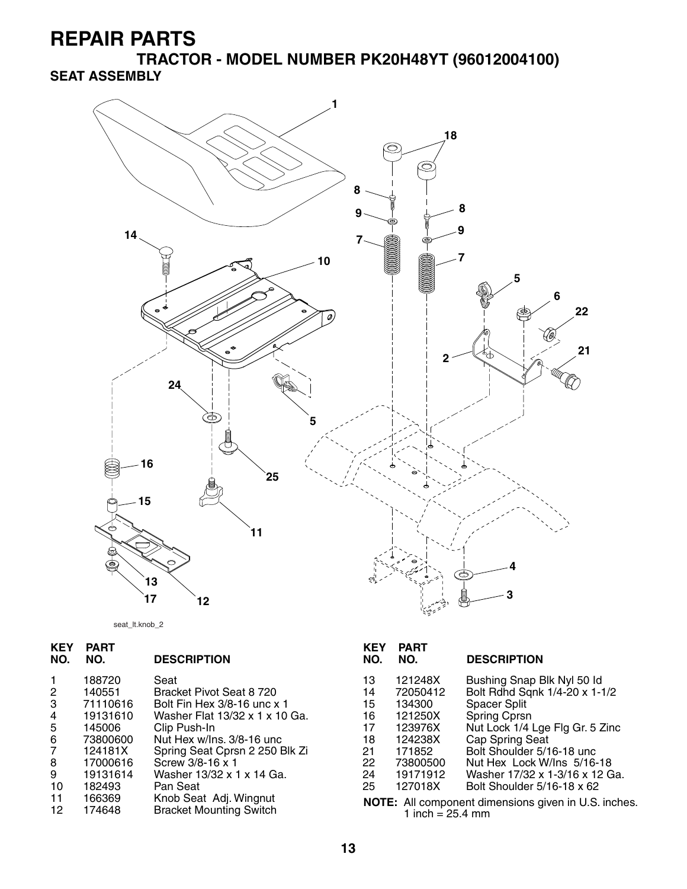# REPAIR PARTS

## TRACTOR - MODEL NUMBER PK20H48YT (96012004100)

### SEAT ASSEMBLY

seat_lt.knob_2

| KEY NO. | PART NO. | DESCRIPTION |
|---|---|---|
| 1 | 188720 | Seat |
| 2 | 140551 | Bracket Pivot Seat 8 720 |
| 3 | 71110616 | Bolt Fin Hex 3/8-16 unc x 1 |
| 4 | 19131610 | Washer Flat 13/32 x 1 x 10 Ga. |
| 5 | 145006 | Clip Push-In |
| 6 | 73800600 | Nut Hex w/Ins. 3/8-16 unc |
| 7 | 124181X | Spring Seat Cprsn 2 250 Blk Zi |
| 8 | 17000616 | Screw 3/8-16 x 1 |
| 9 | 19131614 | Washer 13/32 x 1 x 14 Ga. |
| 10 | 182493 | Pan Seat |
| 11 | 166369 | Knob Seat Adj. Wingnut |
| 12 | 174648 | Bracket Mounting Switch |
| 13 | 121248X | Bushing Snap Blk Nyl 50 Id |
| 14 | 72050412 | Bolt Rdhd Sqnk 1/4-20 x 1-1/2 |
| 15 | 134300 | Spacer Split |
| 16 | 121250X | Spring Cprsn |
| 17 | 123976X | Nut Lock 1/4 Lge Flg Gr. 5 Zinc |
| 18 | 124238X | Cap Spring Seat |
| 21 | 171852 | Bolt Shoulder 5/16-18 unc |
| 22 | 73800500 | Nut Hex Lock W/Ins 5/16-18 |
| 24 | 19171912 | Washer 17/32 x 1-3/16 x 12 Ga. |
| 25 | 127018X | Bolt Shoulder 5/16-18 x 62 |

**NOTE:** All component dimensions given in U.S. inches.
1 inch = 25.4 mm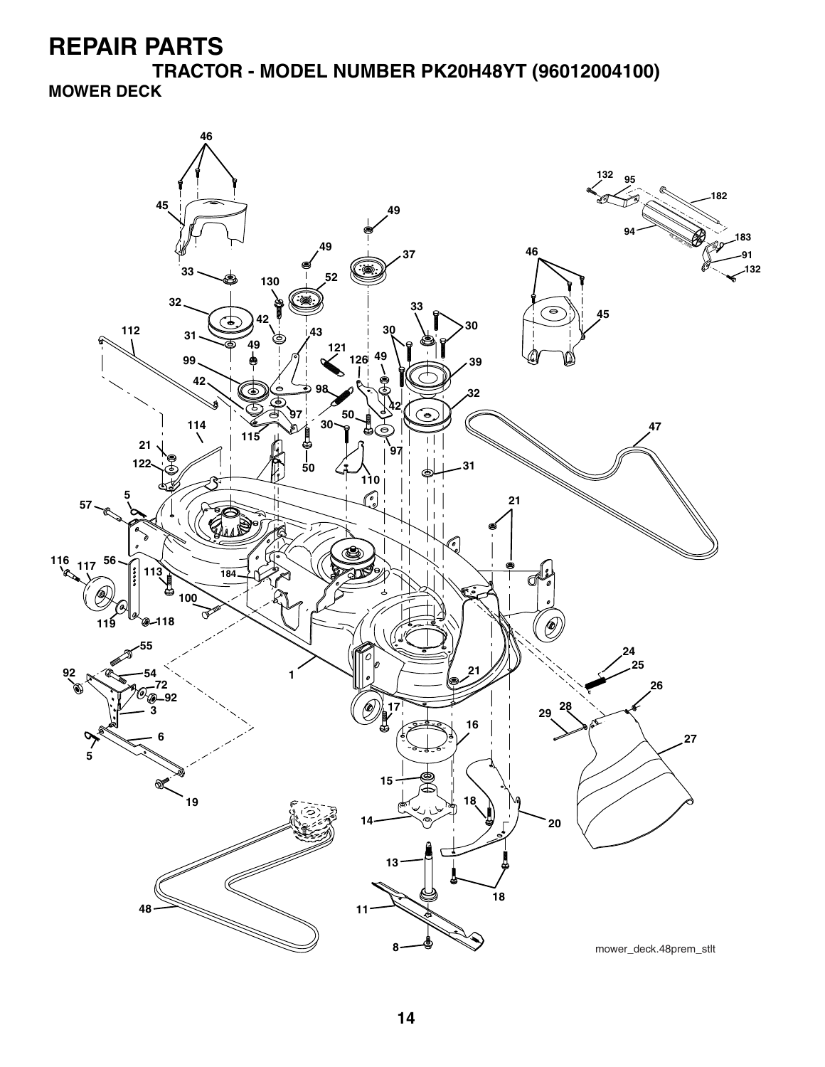# REPAIR PARTS

## TRACTOR - MODEL NUMBER PK20H48YT (96012004100)

### MOWER DECK

mower_deck.48prem_stlt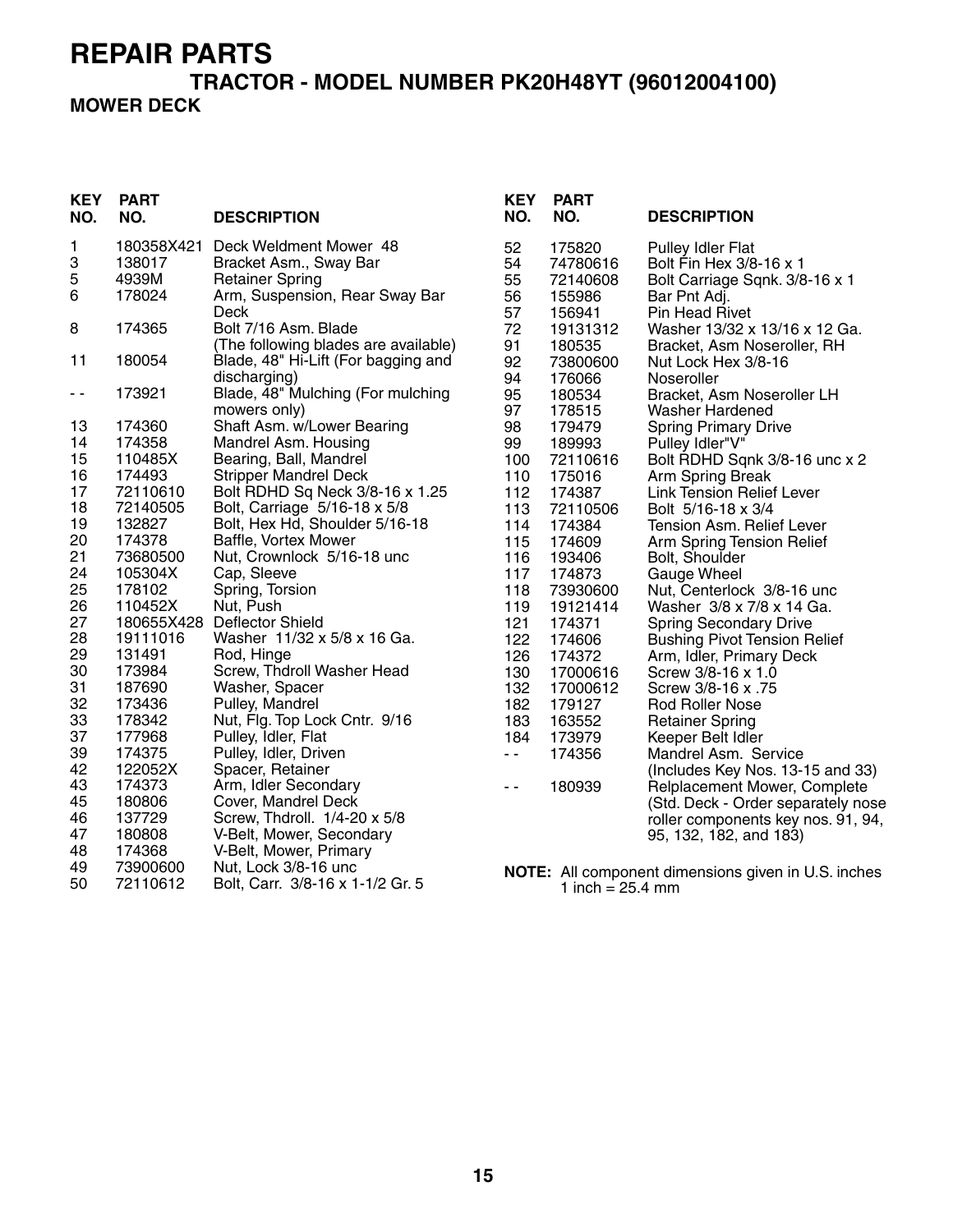# REPAIR PARTS

## TRACTOR - MODEL NUMBER PK20H48YT (96012004100)

### MOWER DECK

| KEY NO. | PART NO. | DESCRIPTION |
|---|---|---|
| 1 | 180358X421 | Deck Weldment Mower 48 |
| 3 | 138017 | Bracket Asm., Sway Bar |
| 5 | 4939M | Retainer Spring |
| 6 | 178024 | Arm, Suspension, Rear Sway Bar Deck |
| 8 | 174365 | Bolt 7/16 Asm. Blade (The following blades are available) |
| 11 | 180054 | Blade, 48" Hi-Lift (For bagging and discharging) |
| - - | 173921 | Blade, 48" Mulching (For mulching mowers only) |
| 13 | 174360 | Shaft Asm. w/Lower Bearing |
| 14 | 174358 | Mandrel Asm. Housing |
| 15 | 110485X | Bearing, Ball, Mandrel |
| 16 | 174493 | Stripper Mandrel Deck |
| 17 | 72110610 | Bolt RDHD Sq Neck 3/8-16 x 1.25 |
| 18 | 72140505 | Bolt, Carriage 5/16-18 x 5/8 |
| 19 | 132827 | Bolt, Hex Hd, Shoulder 5/16-18 |
| 20 | 174378 | Baffle, Vortex Mower |
| 21 | 73680500 | Nut, Crownlock 5/16-18 unc |
| 24 | 105304X | Cap, Sleeve |
| 25 | 178102 | Spring, Torsion |
| 26 | 110452X | Nut, Push |
| 27 | 180655X428 | Deflector Shield |
| 28 | 19111016 | Washer 11/32 x 5/8 x 16 Ga. |
| 29 | 131491 | Rod, Hinge |
| 30 | 173984 | Screw, Thdroll Washer Head |
| 31 | 187690 | Washer, Spacer |
| 32 | 173436 | Pulley, Mandrel |
| 33 | 178342 | Nut, Flg. Top Lock Cntr. 9/16 |
| 37 | 177968 | Pulley, Idler, Flat |
| 39 | 174375 | Pulley, Idler, Driven |
| 42 | 122052X | Spacer, Retainer |
| 43 | 174373 | Arm, Idler Secondary |
| 45 | 180806 | Cover, Mandrel Deck |
| 46 | 137729 | Screw, Thdroll. 1/4-20 x 5/8 |
| 47 | 180808 | V-Belt, Mower, Secondary |
| 48 | 174368 | V-Belt, Mower, Primary |
| 49 | 73900600 | Nut, Lock 3/8-16 unc |
| 50 | 72110612 | Bolt, Carr. 3/8-16 x 1-1/2 Gr. 5 |
| 52 | 175820 | Pulley Idler Flat |
| 54 | 74780616 | Bolt Fin Hex 3/8-16 x 1 |
| 55 | 72140608 | Bolt Carriage Sqnk. 3/8-16 x 1 |
| 56 | 155986 | Bar Pnt Adj. |
| 57 | 156941 | Pin Head Rivet |
| 72 | 19131312 | Washer 13/32 x 13/16 x 12 Ga. |
| 91 | 180535 | Bracket, Asm Noseroller, RH |
| 92 | 73800600 | Nut Lock Hex 3/8-16 |
| 94 | 176066 | Noseroller |
| 95 | 180534 | Bracket, Asm Noseroller LH |
| 97 | 178515 | Washer Hardened |
| 98 | 179479 | Spring Primary Drive |
| 99 | 189993 | Pulley Idler"V" |
| 100 | 72110616 | Bolt RDHD Sqnk 3/8-16 unc x 2 |
| 110 | 175016 | Arm Spring Break |
| 112 | 174387 | Link Tension Relief Lever |
| 113 | 72110506 | Bolt 5/16-18 x 3/4 |
| 114 | 174384 | Tension Asm. Relief Lever |
| 115 | 174609 | Arm Spring Tension Relief |
| 116 | 193406 | Bolt, Shoulder |
| 117 | 174873 | Gauge Wheel |
| 118 | 73930600 | Nut, Centerlock 3/8-16 unc |
| 119 | 19121414 | Washer 3/8 x 7/8 x 14 Ga. |
| 121 | 174371 | Spring Secondary Drive |
| 122 | 174606 | Bushing Pivot Tension Relief |
| 126 | 174372 | Arm, Idler, Primary Deck |
| 130 | 17000616 | Screw 3/8-16 x 1.0 |
| 132 | 17000612 | Screw 3/8-16 x .75 |
| 182 | 179127 | Rod Roller Nose |
| 183 | 163552 | Retainer Spring |
| 184 | 173979 | Keeper Belt Idler |
| - - | 174356 | Mandrel Asm. Service (Includes Key Nos. 13-15 and 33) |
| - - | 180939 | Relplacement Mower, Complete (Std. Deck - Order separately nose roller components key nos. 91, 94, 95, 132, 182, and 183) |

**NOTE:** All component dimensions given in U.S. inches
1 inch = 25.4 mm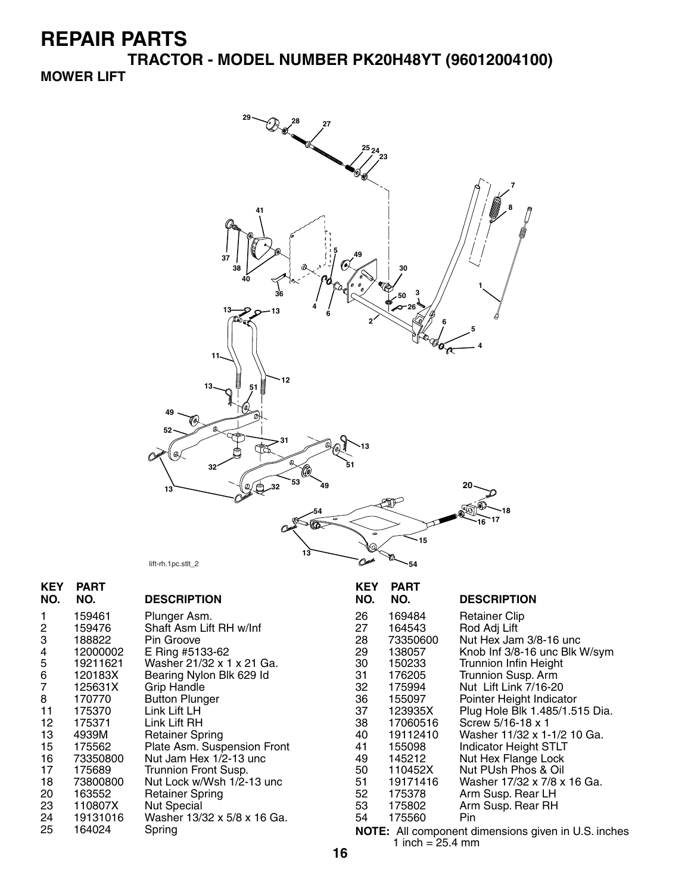# REPAIR PARTS

## TRACTOR - MODEL NUMBER PK20H48YT (96012004100)

### MOWER LIFT

lift-rh.1pc.stlt_2

| KEY NO. | PART NO. | DESCRIPTION |
|---|---|---|
| 1 | 159461 | Plunger Asm. |
| 2 | 159476 | Shaft Asm Lift RH w/Inf |
| 3 | 188822 | Pin Groove |
| 4 | 12000002 | E Ring #5133-62 |
| 5 | 19211621 | Washer 21/32 x 1 x 21 Ga. |
| 6 | 120183X | Bearing Nylon Blk 629 Id |
| 7 | 125631X | Grip Handle |
| 8 | 170770 | Button Plunger |
| 11 | 175370 | Link Lift LH |
| 12 | 175371 | Link Lift RH |
| 13 | 4939M | Retainer Spring |
| 15 | 175562 | Plate Asm. Suspension Front |
| 16 | 73350800 | Nut Jam Hex 1/2-13 unc |
| 17 | 175689 | Trunnion Front Susp. |
| 18 | 73800800 | Nut Lock w/Wsh 1/2-13 unc |
| 20 | 163552 | Retainer Spring |
| 23 | 110807X | Nut Special |
| 24 | 19131016 | Washer 13/32 x 5/8 x 16 Ga. |
| 25 | 164024 | Spring |
| 26 | 169484 | Retainer Clip |
| 27 | 164543 | Rod Adj Lift |
| 28 | 73350600 | Nut Hex Jam 3/8-16 unc |
| 29 | 138057 | Knob Inf 3/8-16 unc Blk W/sym |
| 30 | 150233 | Trunnion Infin Height |
| 31 | 176205 | Trunnion Susp. Arm |
| 32 | 175994 | Nut Lift Link 7/16-20 |
| 36 | 155097 | Pointer Height Indicator |
| 37 | 123935X | Plug Hole Blk 1.485/1.515 Dia. |
| 38 | 17060516 | Screw 5/16-18 x 1 |
| 40 | 19112410 | Washer 11/32 x 1-1/2 10 Ga. |
| 41 | 155098 | Indicator Height STLT |
| 49 | 145212 | Nut Hex Flange Lock |
| 50 | 110452X | Nut PUsh Phos & Oil |
| 51 | 19171416 | Washer 17/32 x 7/8 x 16 Ga. |
| 52 | 175378 | Arm Susp. Rear LH |
| 53 | 175802 | Arm Susp. Rear RH |
| 54 | 175560 | Pin |

**NOTE:** All component dimensions given in U.S. inches
1 inch = 25.4 mm